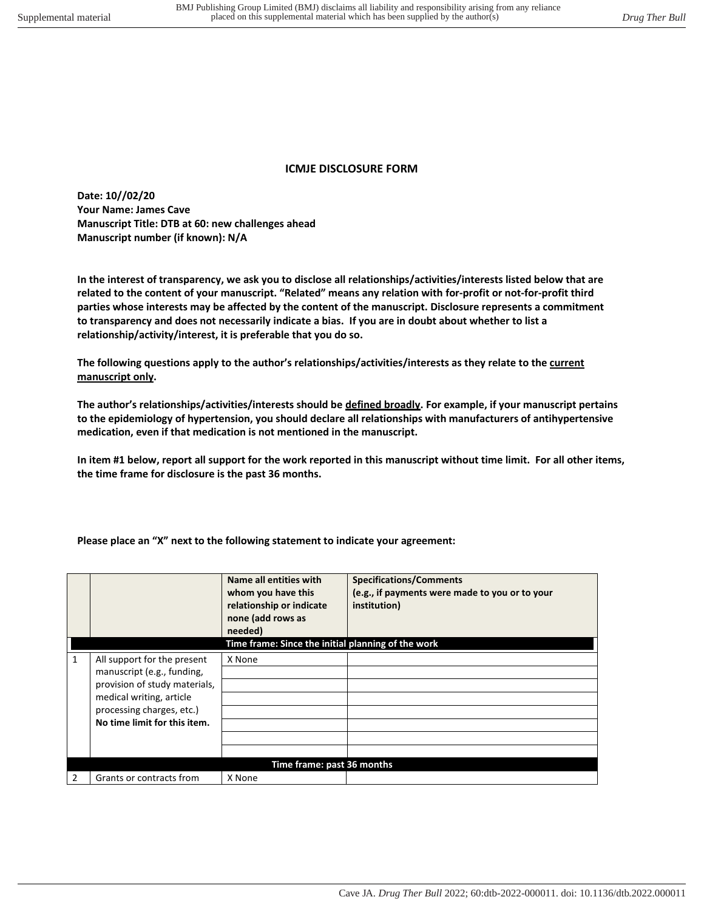## ICMJE DISCLOSURE FORM

**Date: 10//02/20**
**Your Name: James Cave**
**Manuscript Title: DTB at 60: new challenges ahead**
**Manuscript number (if known): N/A**

**In the interest of transparency, we ask you to disclose all relationships/activities/interests listed below that are related to the content of your manuscript. "Related" means any relation with for-profit or not-for-profit third parties whose interests may be affected by the content of the manuscript. Disclosure represents a commitment to transparency and does not necessarily indicate a bias. If you are in doubt about whether to list a relationship/activity/interest, it is preferable that you do so.**

**The following questions apply to the author's relationships/activities/interests as they relate to the current manuscript only.**

**The author's relationships/activities/interests should be defined broadly. For example, if your manuscript pertains to the epidemiology of hypertension, you should declare all relationships with manufacturers of antihypertensive medication, even if that medication is not mentioned in the manuscript.**

**In item #1 below, report all support for the work reported in this manuscript without time limit. For all other items, the time frame for disclosure is the past 36 months.**

**Please place an "X" next to the following statement to indicate your agreement:**

| | | **Name all entities with whom you have this relationship or indicate none (add rows as needed)** | **Specifications/Comments (e.g., if payments were made to you or to your institution)** |
|---|---|---|---|
| | | **Time frame: Since the initial planning of the work** | |
| 1 | All support for the present manuscript (e.g., funding, provision of study materials, medical writing, article processing charges, etc.) **No time limit for this item.** | X None | |
| | | | |
| | | | |
| | | | |
| | | | |
| | | | |
| | | | |
| | | | |
| | | **Time frame: past 36 months** | |
| 2 | Grants or contracts from | X None | |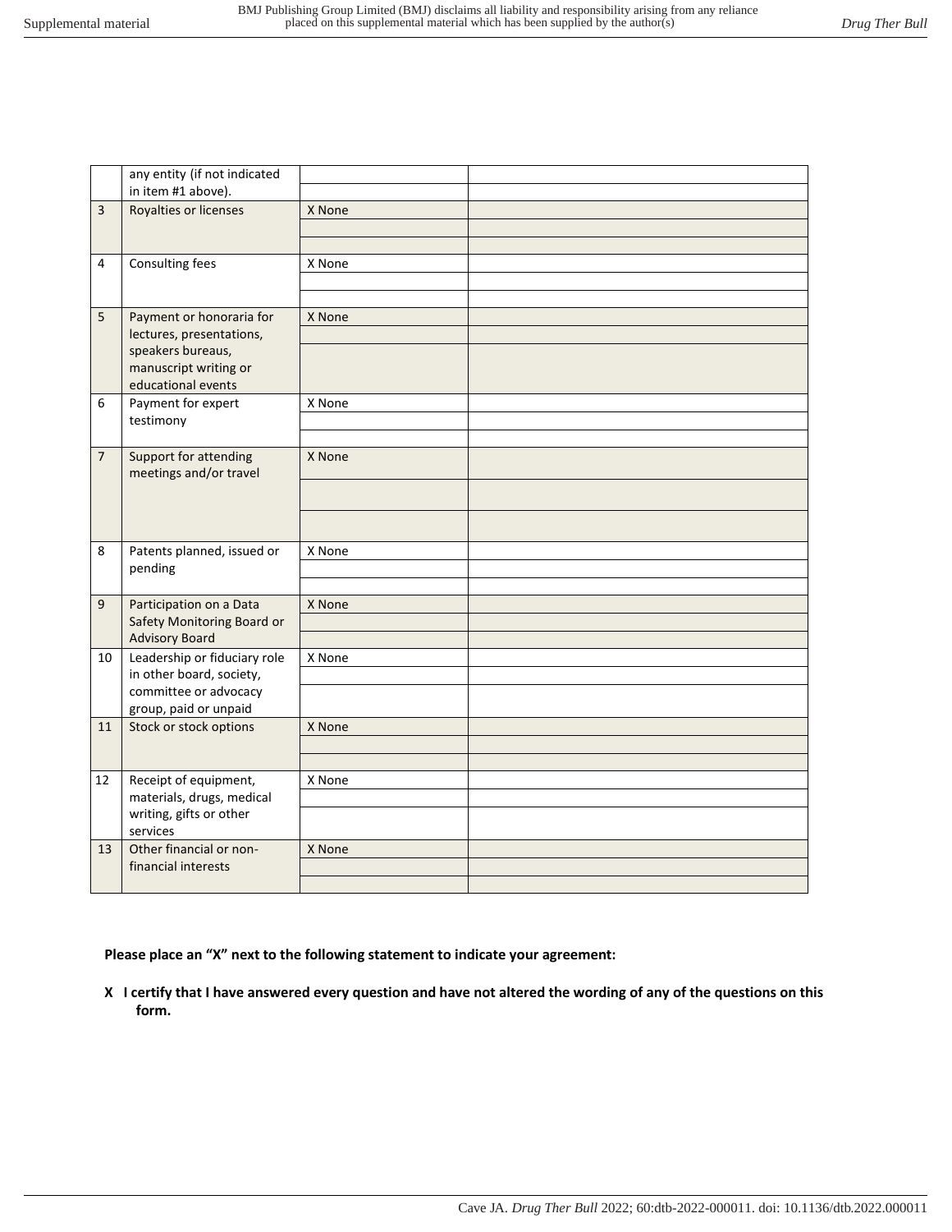| | | | |
|---|---|---|---|
| | any entity (if not indicated in item #1 above). | | |
| 3 | Royalties or licenses | X None | |
| 4 | Consulting fees | X None | |
| 5 | Payment or honoraria for lectures, presentations, speakers bureaus, manuscript writing or educational events | X None | |
| 6 | Payment for expert testimony | X None | |
| 7 | Support for attending meetings and/or travel | X None | |
| 8 | Patents planned, issued or pending | X None | |
| 9 | Participation on a Data Safety Monitoring Board or Advisory Board | X None | |
| 10 | Leadership or fiduciary role in other board, society, committee or advocacy group, paid or unpaid | X None | |
| 11 | Stock or stock options | X None | |
| 12 | Receipt of equipment, materials, drugs, medical writing, gifts or other services | X None | |
| 13 | Other financial or non-financial interests | X None | |

**Please place an "X" next to the following statement to indicate your agreement:**

**X I certify that I have answered every question and have not altered the wording of any of the questions on this form.**